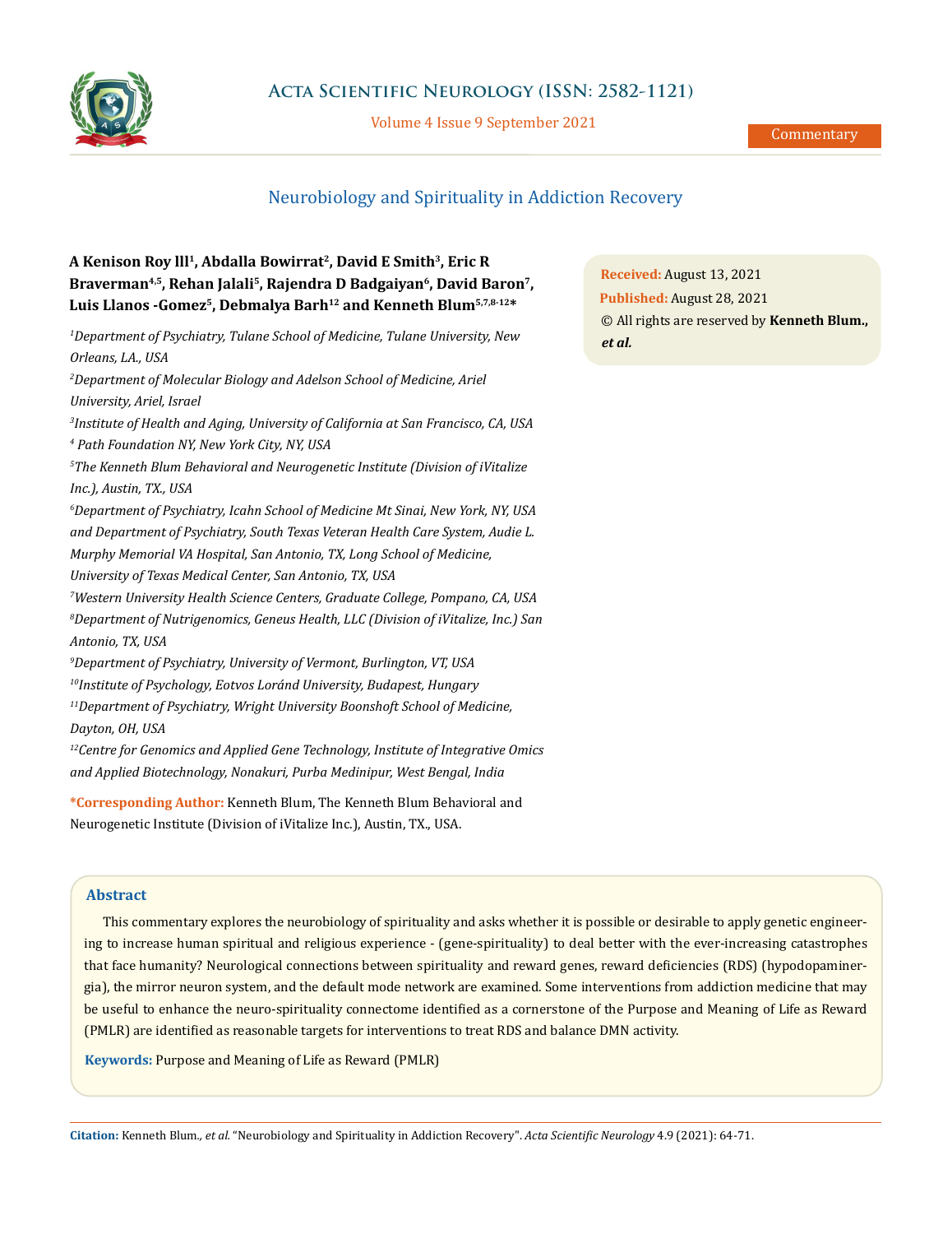Commentary

# Neurobiology and Spirituality in Addiction Recovery

**A Kenison Roy lll[1], Abdalla Bowirrat[2], David E Smith[3], Eric R Braverman[4,5], Rehan Jalali[5], Rajendra D Badgaiyan[6], David Baron[7], Luis Llanos -Gomez[5], Debmalya Barh[12] and Kenneth Blum[5,7,8-12]***

*[1]Department of Psychiatry, Tulane School of Medicine, Tulane University, New Orleans, LA., USA*

*[2]Department of Molecular Biology and Adelson School of Medicine, Ariel University, Ariel, Israel*

*[3]Institute of Health and Aging, University of California at San Francisco, CA, USA*

*[4] Path Foundation NY, New York City, NY, USA*

*[5]The Kenneth Blum Behavioral and Neurogenetic Institute (Division of iVitalize Inc.), Austin, TX., USA*

*[6]Department of Psychiatry, Icahn School of Medicine Mt Sinai, New York, NY, USA and Department of Psychiatry, South Texas Veteran Health Care System, Audie L. Murphy Memorial VA Hospital, San Antonio, TX, Long School of Medicine, University of Texas Medical Center, San Antonio, TX, USA*

*[7]Western University Health Science Centers, Graduate College, Pompano, CA, USA*

*[8]Department of Nutrigenomics, Geneus Health, LLC (Division of iVitalize, Inc.) San Antonio, TX, USA*

*[9]Department of Psychiatry, University of Vermont, Burlington, VT, USA*

*[10]Institute of Psychology, Eotvos Loránd University, Budapest, Hungary*

*[11]Department of Psychiatry, Wright University Boonshoft School of Medicine, Dayton, OH, USA*

*[12]Centre for Genomics and Applied Gene Technology, Institute of Integrative Omics and Applied Biotechnology, Nonakuri, Purba Medinipur, West Bengal, India*

**\*Corresponding Author:** Kenneth Blum, The Kenneth Blum Behavioral and Neurogenetic Institute (Division of iVitalize Inc.), Austin, TX., USA.

**Received:** August 13, 2021

**Published:** August 28, 2021

© All rights are reserved by **Kenneth Blum., *et al.***

## Abstract

This commentary explores the neurobiology of spirituality and asks whether it is possible or desirable to apply genetic engineering to increase human spiritual and religious experience - (gene-spirituality) to deal better with the ever-increasing catastrophes that face humanity? Neurological connections between spirituality and reward genes, reward deficiencies (RDS) (hypodopaminergia), the mirror neuron system, and the default mode network are examined. Some interventions from addiction medicine that may be useful to enhance the neuro-spirituality connectome identified as a cornerstone of the Purpose and Meaning of Life as Reward (PMLR) are identified as reasonable targets for interventions to treat RDS and balance DMN activity.

**Keywords:** Purpose and Meaning of Life as Reward (PMLR)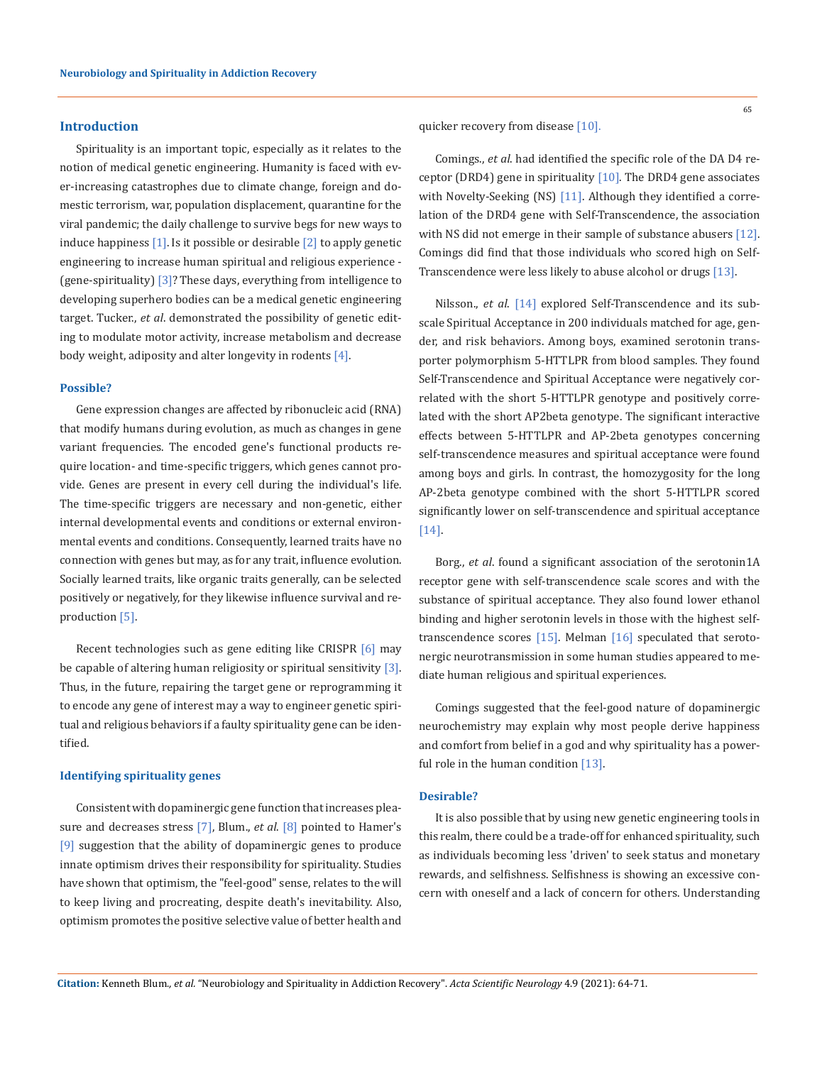## Introduction

Spirituality is an important topic, especially as it relates to the notion of medical genetic engineering. Humanity is faced with ever-increasing catastrophes due to climate change, foreign and domestic terrorism, war, population displacement, quarantine for the viral pandemic; the daily challenge to survive begs for new ways to induce happiness [1]. Is it possible or desirable [2] to apply genetic engineering to increase human spiritual and religious experience - (gene-spirituality) [3]? These days, everything from intelligence to developing superhero bodies can be a medical genetic engineering target. Tucker., *et al*. demonstrated the possibility of genetic editing to modulate motor activity, increase metabolism and decrease body weight, adiposity and alter longevity in rodents [4].

### Possible?

Gene expression changes are affected by ribonucleic acid (RNA) that modify humans during evolution, as much as changes in gene variant frequencies. The encoded gene's functional products require location- and time-specific triggers, which genes cannot provide. Genes are present in every cell during the individual's life. The time-specific triggers are necessary and non-genetic, either internal developmental events and conditions or external environmental events and conditions. Consequently, learned traits have no connection with genes but may, as for any trait, influence evolution. Socially learned traits, like organic traits generally, can be selected positively or negatively, for they likewise influence survival and reproduction [5].

Recent technologies such as gene editing like CRISPR [6] may be capable of altering human religiosity or spiritual sensitivity [3]. Thus, in the future, repairing the target gene or reprogramming it to encode any gene of interest may a way to engineer genetic spiritual and religious behaviors if a faulty spirituality gene can be identified.

### Identifying spirituality genes

Consistent with dopaminergic gene function that increases pleasure and decreases stress [7], Blum., *et al*. [8] pointed to Hamer's [9] suggestion that the ability of dopaminergic genes to produce innate optimism drives their responsibility for spirituality. Studies have shown that optimism, the "feel-good" sense, relates to the will to keep living and procreating, despite death's inevitability. Also, optimism promotes the positive selective value of better health and quicker recovery from disease [10].

Comings., *et al*. had identified the specific role of the DA D4 receptor (DRD4) gene in spirituality [10]. The DRD4 gene associates with Novelty-Seeking (NS) [11]. Although they identified a correlation of the DRD4 gene with Self-Transcendence, the association with NS did not emerge in their sample of substance abusers [12]. Comings did find that those individuals who scored high on Self-Transcendence were less likely to abuse alcohol or drugs [13].

Nilsson., *et al*. [14] explored Self-Transcendence and its subscale Spiritual Acceptance in 200 individuals matched for age, gender, and risk behaviors. Among boys, examined serotonin transporter polymorphism 5-HTTLPR from blood samples. They found Self-Transcendence and Spiritual Acceptance were negatively correlated with the short 5-HTTLPR genotype and positively correlated with the short AP2beta genotype. The significant interactive effects between 5-HTTLPR and AP-2beta genotypes concerning self-transcendence measures and spiritual acceptance were found among boys and girls. In contrast, the homozygosity for the long AP-2beta genotype combined with the short 5-HTTLPR scored significantly lower on self-transcendence and spiritual acceptance [14].

Borg., *et al*. found a significant association of the serotonin1A receptor gene with self-transcendence scale scores and with the substance of spiritual acceptance. They also found lower ethanol binding and higher serotonin levels in those with the highest self-transcendence scores [15]. Melman [16] speculated that serotonergic neurotransmission in some human studies appeared to mediate human religious and spiritual experiences.

Comings suggested that the feel-good nature of dopaminergic neurochemistry may explain why most people derive happiness and comfort from belief in a god and why spirituality has a powerful role in the human condition [13].

### Desirable?

It is also possible that by using new genetic engineering tools in this realm, there could be a trade-off for enhanced spirituality, such as individuals becoming less 'driven' to seek status and monetary rewards, and selfishness. Selfishness is showing an excessive concern with oneself and a lack of concern for others. Understanding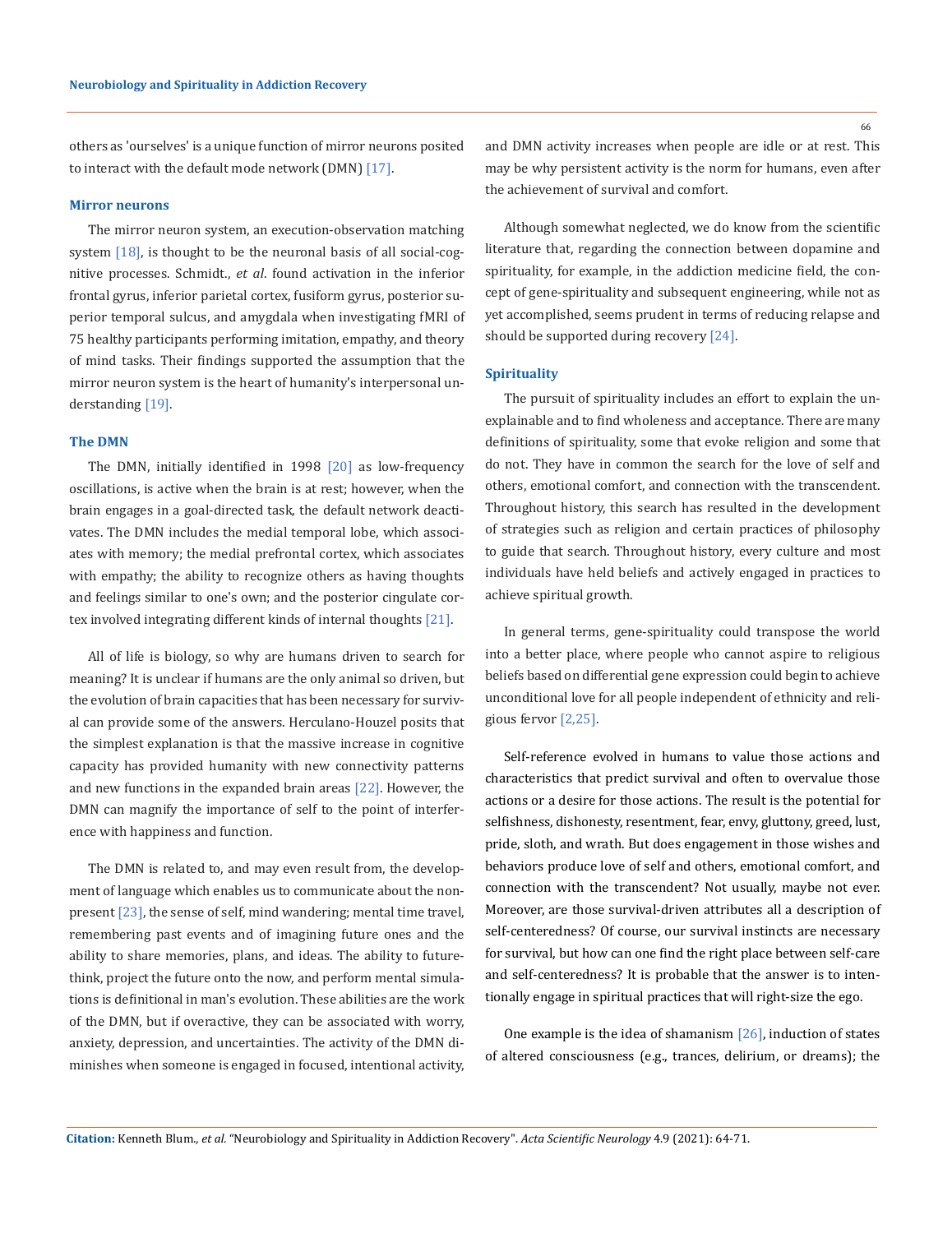others as 'ourselves' is a unique function of mirror neurons posited to interact with the default mode network (DMN) [17].

### Mirror neurons

The mirror neuron system, an execution-observation matching system [18], is thought to be the neuronal basis of all social-cognitive processes. Schmidt., *et al*. found activation in the inferior frontal gyrus, inferior parietal cortex, fusiform gyrus, posterior superior temporal sulcus, and amygdala when investigating fMRI of 75 healthy participants performing imitation, empathy, and theory of mind tasks. Their findings supported the assumption that the mirror neuron system is the heart of humanity's interpersonal understanding [19].

### The DMN

The DMN, initially identified in 1998 [20] as low-frequency oscillations, is active when the brain is at rest; however, when the brain engages in a goal-directed task, the default network deactivates. The DMN includes the medial temporal lobe, which associates with memory; the medial prefrontal cortex, which associates with empathy; the ability to recognize others as having thoughts and feelings similar to one's own; and the posterior cingulate cortex involved integrating different kinds of internal thoughts [21].

All of life is biology, so why are humans driven to search for meaning? It is unclear if humans are the only animal so driven, but the evolution of brain capacities that has been necessary for survival can provide some of the answers. Herculano-Houzel posits that the simplest explanation is that the massive increase in cognitive capacity has provided humanity with new connectivity patterns and new functions in the expanded brain areas [22]. However, the DMN can magnify the importance of self to the point of interference with happiness and function.

The DMN is related to, and may even result from, the development of language which enables us to communicate about the non-present [23], the sense of self, mind wandering; mental time travel, remembering past events and of imagining future ones and the ability to share memories, plans, and ideas. The ability to future-think, project the future onto the now, and perform mental simulations is definitional in man's evolution. These abilities are the work of the DMN, but if overactive, they can be associated with worry, anxiety, depression, and uncertainties. The activity of the DMN diminishes when someone is engaged in focused, intentional activity, and DMN activity increases when people are idle or at rest. This may be why persistent activity is the norm for humans, even after the achievement of survival and comfort.

Although somewhat neglected, we do know from the scientific literature that, regarding the connection between dopamine and spirituality, for example, in the addiction medicine field, the concept of gene-spirituality and subsequent engineering, while not as yet accomplished, seems prudent in terms of reducing relapse and should be supported during recovery [24].

### Spirituality

The pursuit of spirituality includes an effort to explain the unexplainable and to find wholeness and acceptance. There are many definitions of spirituality, some that evoke religion and some that do not. They have in common the search for the love of self and others, emotional comfort, and connection with the transcendent. Throughout history, this search has resulted in the development of strategies such as religion and certain practices of philosophy to guide that search. Throughout history, every culture and most individuals have held beliefs and actively engaged in practices to achieve spiritual growth.

In general terms, gene-spirituality could transpose the world into a better place, where people who cannot aspire to religious beliefs based on differential gene expression could begin to achieve unconditional love for all people independent of ethnicity and religious fervor [2,25].

Self-reference evolved in humans to value those actions and characteristics that predict survival and often to overvalue those actions or a desire for those actions. The result is the potential for selfishness, dishonesty, resentment, fear, envy, gluttony, greed, lust, pride, sloth, and wrath. But does engagement in those wishes and behaviors produce love of self and others, emotional comfort, and connection with the transcendent? Not usually, maybe not ever. Moreover, are those survival-driven attributes all a description of self-centeredness? Of course, our survival instincts are necessary for survival, but how can one find the right place between self-care and self-centeredness? It is probable that the answer is to intentionally engage in spiritual practices that will right-size the ego.

One example is the idea of shamanism [26], induction of states of altered consciousness (e.g., trances, delirium, or dreams); the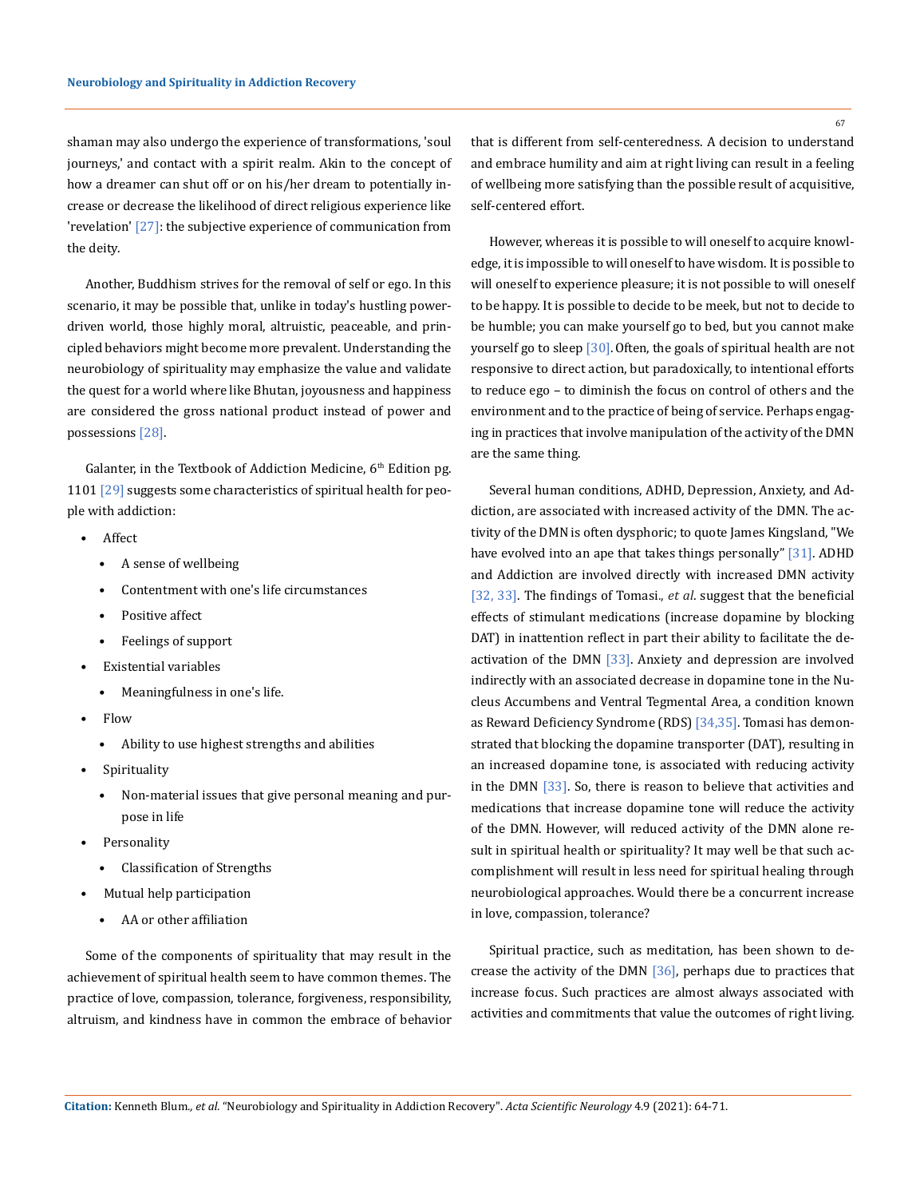shaman may also undergo the experience of transformations, 'soul journeys,' and contact with a spirit realm. Akin to the concept of how a dreamer can shut off or on his/her dream to potentially increase or decrease the likelihood of direct religious experience like 'revelation' [27]: the subjective experience of communication from the deity.

Another, Buddhism strives for the removal of self or ego. In this scenario, it may be possible that, unlike in today's hustling power-driven world, those highly moral, altruistic, peaceable, and principled behaviors might become more prevalent. Understanding the neurobiology of spirituality may emphasize the value and validate the quest for a world where like Bhutan, joyousness and happiness are considered the gross national product instead of power and possessions [28].

Galanter, in the Textbook of Addiction Medicine, 6th Edition pg. 1101 [29] suggests some characteristics of spiritual health for people with addiction:

- Affect
  - A sense of wellbeing
  - Contentment with one's life circumstances
  - Positive affect
  - Feelings of support
- Existential variables
  - Meaningfulness in one's life.
- Flow
  - Ability to use highest strengths and abilities
- Spirituality
  - Non-material issues that give personal meaning and purpose in life
- Personality
  - Classification of Strengths
- Mutual help participation
  - AA or other affiliation

Some of the components of spirituality that may result in the achievement of spiritual health seem to have common themes. The practice of love, compassion, tolerance, forgiveness, responsibility, altruism, and kindness have in common the embrace of behavior that is different from self-centeredness. A decision to understand and embrace humility and aim at right living can result in a feeling of wellbeing more satisfying than the possible result of acquisitive, self-centered effort.

However, whereas it is possible to will oneself to acquire knowledge, it is impossible to will oneself to have wisdom. It is possible to will oneself to experience pleasure; it is not possible to will oneself to be happy. It is possible to decide to be meek, but not to decide to be humble; you can make yourself go to bed, but you cannot make yourself go to sleep [30]. Often, the goals of spiritual health are not responsive to direct action, but paradoxically, to intentional efforts to reduce ego – to diminish the focus on control of others and the environment and to the practice of being of service. Perhaps engaging in practices that involve manipulation of the activity of the DMN are the same thing.

Several human conditions, ADHD, Depression, Anxiety, and Addiction, are associated with increased activity of the DMN. The activity of the DMN is often dysphoric; to quote James Kingsland, "We have evolved into an ape that takes things personally" [31]. ADHD and Addiction are involved directly with increased DMN activity [32, 33]. The findings of Tomasi., *et al*. suggest that the beneficial effects of stimulant medications (increase dopamine by blocking DAT) in inattention reflect in part their ability to facilitate the deactivation of the DMN [33]. Anxiety and depression are involved indirectly with an associated decrease in dopamine tone in the Nucleus Accumbens and Ventral Tegmental Area, a condition known as Reward Deficiency Syndrome (RDS) [34,35]. Tomasi has demonstrated that blocking the dopamine transporter (DAT), resulting in an increased dopamine tone, is associated with reducing activity in the DMN [33]. So, there is reason to believe that activities and medications that increase dopamine tone will reduce the activity of the DMN. However, will reduced activity of the DMN alone result in spiritual health or spirituality? It may well be that such accomplishment will result in less need for spiritual healing through neurobiological approaches. Would there be a concurrent increase in love, compassion, tolerance?

Spiritual practice, such as meditation, has been shown to decrease the activity of the DMN [36], perhaps due to practices that increase focus. Such practices are almost always associated with activities and commitments that value the outcomes of right living.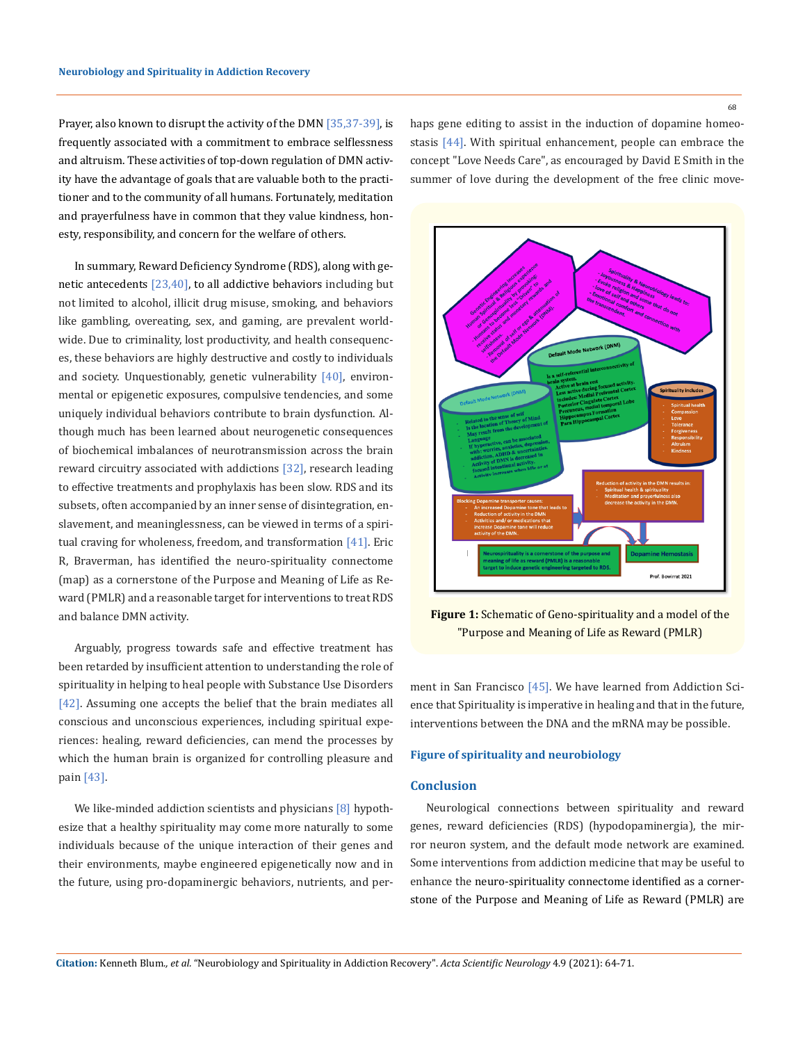Prayer, also known to disrupt the activity of the DMN [35,37-39], is frequently associated with a commitment to embrace selflessness and altruism. These activities of top-down regulation of DMN activity have the advantage of goals that are valuable both to the practitioner and to the community of all humans. Fortunately, meditation and prayerfulness have in common that they value kindness, honesty, responsibility, and concern for the welfare of others.

In summary, Reward Deficiency Syndrome (RDS), along with genetic antecedents [23,40], to all addictive behaviors including but not limited to alcohol, illicit drug misuse, smoking, and behaviors like gambling, overeating, sex, and gaming, are prevalent worldwide. Due to criminality, lost productivity, and health consequences, these behaviors are highly destructive and costly to individuals and society. Unquestionably, genetic vulnerability [40], environmental or epigenetic exposures, compulsive tendencies, and some uniquely individual behaviors contribute to brain dysfunction. Although much has been learned about neurogenetic consequences of biochemical imbalances of neurotransmission across the brain reward circuitry associated with addictions [32], research leading to effective treatments and prophylaxis has been slow. RDS and its subsets, often accompanied by an inner sense of disintegration, enslavement, and meaninglessness, can be viewed in terms of a spiritual craving for wholeness, freedom, and transformation [41]. Eric R, Braverman, has identified the neuro-spirituality connectome (map) as a cornerstone of the Purpose and Meaning of Life as Reward (PMLR) and a reasonable target for interventions to treat RDS and balance DMN activity.

Arguably, progress towards safe and effective treatment has been retarded by insufficient attention to understanding the role of spirituality in helping to heal people with Substance Use Disorders [42]. Assuming one accepts the belief that the brain mediates all conscious and unconscious experiences, including spiritual experiences: healing, reward deficiencies, can mend the processes by which the human brain is organized for controlling pleasure and pain [43].

We like-minded addiction scientists and physicians [8] hypothesize that a healthy spirituality may come more naturally to some individuals because of the unique interaction of their genes and their environments, maybe engineered epigenetically now and in the future, using pro-dopaminergic behaviors, nutrients, and perhaps gene editing to assist in the induction of dopamine homeostasis [44]. With spiritual enhancement, people can embrace the concept "Love Needs Care", as encouraged by David E Smith in the summer of love during the development of the free clinic movement in San Francisco [45]. We have learned from Addiction Science that Spirituality is imperative in healing and that in the future, interventions between the DNA and the mRNA may be possible.

**Figure 1:** Schematic of Geno-spirituality and a model of the "Purpose and Meaning of Life as Reward (PMLR)

### Figure of spirituality and neurobiology

## Conclusion

Neurological connections between spirituality and reward genes, reward deficiencies (RDS) (hypodopaminergia), the mirror neuron system, and the default mode network are examined. Some interventions from addiction medicine that may be useful to enhance the neuro-spirituality connectome identified as a cornerstone of the Purpose and Meaning of Life as Reward (PMLR) are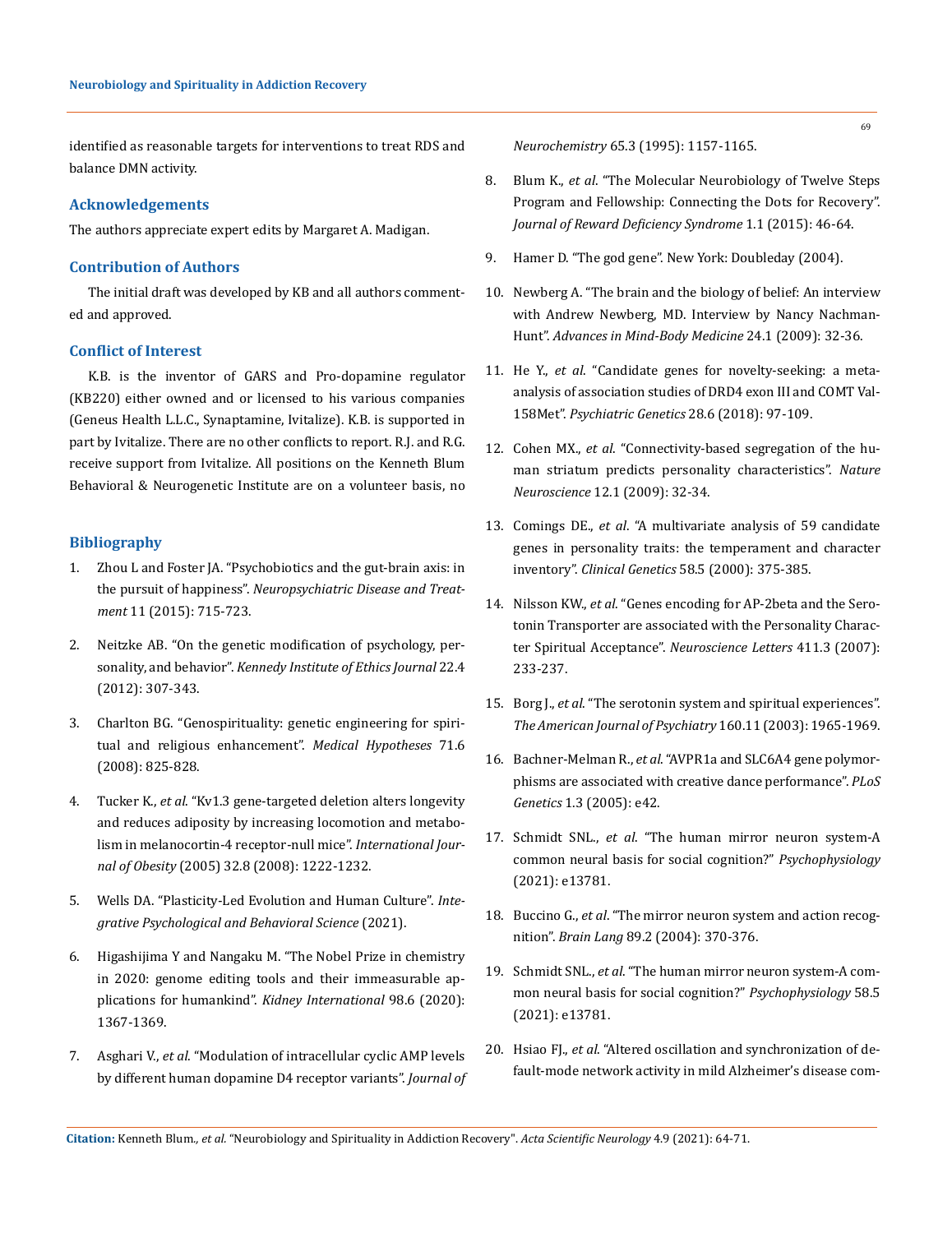identified as reasonable targets for interventions to treat RDS and balance DMN activity.

## Acknowledgements

The authors appreciate expert edits by Margaret A. Madigan.

## Contribution of Authors

The initial draft was developed by KB and all authors commented and approved.

## Conflict of Interest

K.B. is the inventor of GARS and Pro-dopamine regulator (KB220) either owned and or licensed to his various companies (Geneus Health L.L.C., Synaptamine, Ivitalize). K.B. is supported in part by Ivitalize. There are no other conflicts to report. R.J. and R.G. receive support from Ivitalize. All positions on the Kenneth Blum Behavioral & Neurogenetic Institute are on a volunteer basis, no

## Bibliography

1. Zhou L and Foster JA. "Psychobiotics and the gut-brain axis: in the pursuit of happiness". *Neuropsychiatric Disease and Treatment* 11 (2015): 715-723.
2. Neitzke AB. "On the genetic modification of psychology, personality, and behavior". *Kennedy Institute of Ethics Journal* 22.4 (2012): 307-343.
3. Charlton BG. "Genospirituality: genetic engineering for spiritual and religious enhancement". *Medical Hypotheses* 71.6 (2008): 825-828.
4. Tucker K., *et al.* "Kv1.3 gene-targeted deletion alters longevity and reduces adiposity by increasing locomotion and metabolism in melanocortin-4 receptor-null mice". *International Journal of Obesity* (2005) 32.8 (2008): 1222-1232.
5. Wells DA. "Plasticity-Led Evolution and Human Culture". *Integrative Psychological and Behavioral Science* (2021).
6. Higashijima Y and Nangaku M. "The Nobel Prize in chemistry in 2020: genome editing tools and their immeasurable applications for humankind". *Kidney International* 98.6 (2020): 1367-1369.
7. Asghari V., *et al*. "Modulation of intracellular cyclic AMP levels by different human dopamine D4 receptor variants". *Journal of Neurochemistry* 65.3 (1995): 1157-1165.
8. Blum K., *et al*. "The Molecular Neurobiology of Twelve Steps Program and Fellowship: Connecting the Dots for Recovery". *Journal of Reward Deficiency Syndrome* 1.1 (2015): 46-64.
9. Hamer D. "The god gene". New York: Doubleday (2004).
10. Newberg A. "The brain and the biology of belief: An interview with Andrew Newberg, MD. Interview by Nancy Nachman-Hunt". *Advances in Mind-Body Medicine* 24.1 (2009): 32-36.
11. He Y., *et al*. "Candidate genes for novelty-seeking: a meta-analysis of association studies of DRD4 exon III and COMT Val158Met". *Psychiatric Genetics* 28.6 (2018): 97-109.
12. Cohen MX., *et al*. "Connectivity-based segregation of the human striatum predicts personality characteristics". *Nature Neuroscience* 12.1 (2009): 32-34.
13. Comings DE., *et al*. "A multivariate analysis of 59 candidate genes in personality traits: the temperament and character inventory". *Clinical Genetics* 58.5 (2000): 375-385.
14. Nilsson KW., *et al*. "Genes encoding for AP-2beta and the Serotonin Transporter are associated with the Personality Character Spiritual Acceptance". *Neuroscience Letters* 411.3 (2007): 233-237.
15. Borg J., *et al*. "The serotonin system and spiritual experiences". *The American Journal of Psychiatry* 160.11 (2003): 1965-1969.
16. Bachner-Melman R., *et al*. "AVPR1a and SLC6A4 gene polymorphisms are associated with creative dance performance". *PLoS Genetics* 1.3 (2005): e42.
17. Schmidt SNL., *et al*. "The human mirror neuron system-A common neural basis for social cognition?" *Psychophysiology* (2021): e13781.
18. Buccino G., *et al*. "The mirror neuron system and action recognition". *Brain Lang* 89.2 (2004): 370-376.
19. Schmidt SNL., *et al*. "The human mirror neuron system-A common neural basis for social cognition?" *Psychophysiology* 58.5 (2021): e13781.
20. Hsiao FJ., *et al*. "Altered oscillation and synchronization of default-mode network activity in mild Alzheimer's disease com-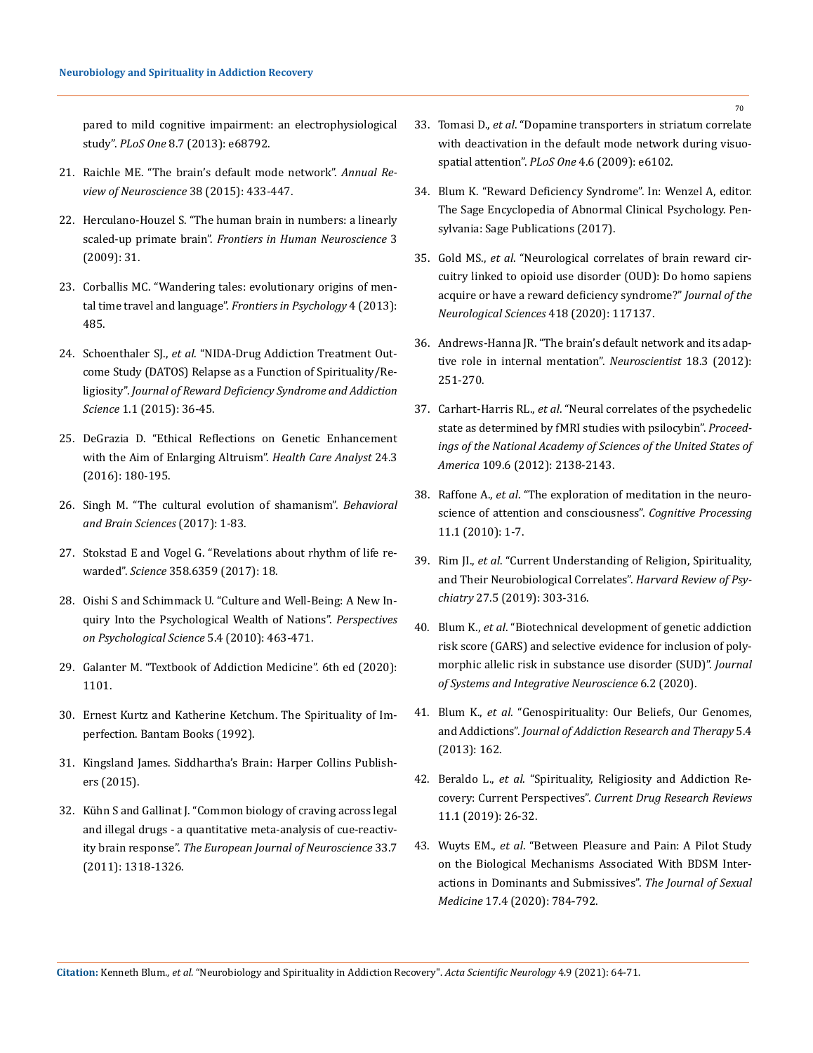pared to mild cognitive impairment: an electrophysiological study". *PLoS One* 8.7 (2013): e68792.

21. Raichle ME. "The brain's default mode network". *Annual Review of Neuroscience* 38 (2015): 433-447.
22. Herculano-Houzel S. "The human brain in numbers: a linearly scaled-up primate brain". *Frontiers in Human Neuroscience* 3 (2009): 31.
23. Corballis MC. "Wandering tales: evolutionary origins of mental time travel and language". *Frontiers in Psychology* 4 (2013): 485.
24. Schoenthaler SJ., *et al*. "NIDA-Drug Addiction Treatment Outcome Study (DATOS) Relapse as a Function of Spirituality/Religiosity". *Journal of Reward Deficiency Syndrome and Addiction Science* 1.1 (2015): 36-45.
25. DeGrazia D. "Ethical Reflections on Genetic Enhancement with the Aim of Enlarging Altruism". *Health Care Analyst* 24.3 (2016): 180-195.
26. Singh M. "The cultural evolution of shamanism". *Behavioral and Brain Sciences* (2017): 1-83.
27. Stokstad E and Vogel G. "Revelations about rhythm of life rewarded". *Science* 358.6359 (2017): 18.
28. Oishi S and Schimmack U. "Culture and Well-Being: A New Inquiry Into the Psychological Wealth of Nations". *Perspectives on Psychological Science* 5.4 (2010): 463-471.
29. Galanter M. "Textbook of Addiction Medicine". 6th ed (2020): 1101.
30. Ernest Kurtz and Katherine Ketchum. The Spirituality of Imperfection. Bantam Books (1992).
31. Kingsland James. Siddhartha's Brain: Harper Collins Publishers (2015).
32. Kühn S and Gallinat J. "Common biology of craving across legal and illegal drugs - a quantitative meta-analysis of cue-reactivity brain response". *The European Journal of Neuroscience* 33.7 (2011): 1318-1326.
33. Tomasi D., *et al*. "Dopamine transporters in striatum correlate with deactivation in the default mode network during visuospatial attention". *PLoS One* 4.6 (2009): e6102.
34. Blum K. "Reward Deficiency Syndrome". In: Wenzel A, editor. The Sage Encyclopedia of Abnormal Clinical Psychology. Pensylvania: Sage Publications (2017).
35. Gold MS., *et al*. "Neurological correlates of brain reward circuitry linked to opioid use disorder (OUD): Do homo sapiens acquire or have a reward deficiency syndrome?" *Journal of the Neurological Sciences* 418 (2020): 117137.
36. Andrews-Hanna JR. "The brain's default network and its adaptive role in internal mentation". *Neuroscientist* 18.3 (2012): 251-270.
37. Carhart-Harris RL., *et al*. "Neural correlates of the psychedelic state as determined by fMRI studies with psilocybin". *Proceedings of the National Academy of Sciences of the United States of America* 109.6 (2012): 2138-2143.
38. Raffone A., *et al*. "The exploration of meditation in the neuroscience of attention and consciousness". *Cognitive Processing* 11.1 (2010): 1-7.
39. Rim JI., *et al*. "Current Understanding of Religion, Spirituality, and Their Neurobiological Correlates". *Harvard Review of Psychiatry* 27.5 (2019): 303-316.
40. Blum K., *et al*. "Biotechnical development of genetic addiction risk score (GARS) and selective evidence for inclusion of polymorphic allelic risk in substance use disorder (SUD)". *Journal of Systems and Integrative Neuroscience* 6.2 (2020).
41. Blum K., *et al*. "Genospirituality: Our Beliefs, Our Genomes, and Addictions". *Journal of Addiction Research and Therapy* 5.4 (2013): 162.
42. Beraldo L., *et al*. "Spirituality, Religiosity and Addiction Recovery: Current Perspectives". *Current Drug Research Reviews* 11.1 (2019): 26-32.
43. Wuyts EM., *et al*. "Between Pleasure and Pain: A Pilot Study on the Biological Mechanisms Associated With BDSM Interactions in Dominants and Submissives". *The Journal of Sexual Medicine* 17.4 (2020): 784-792.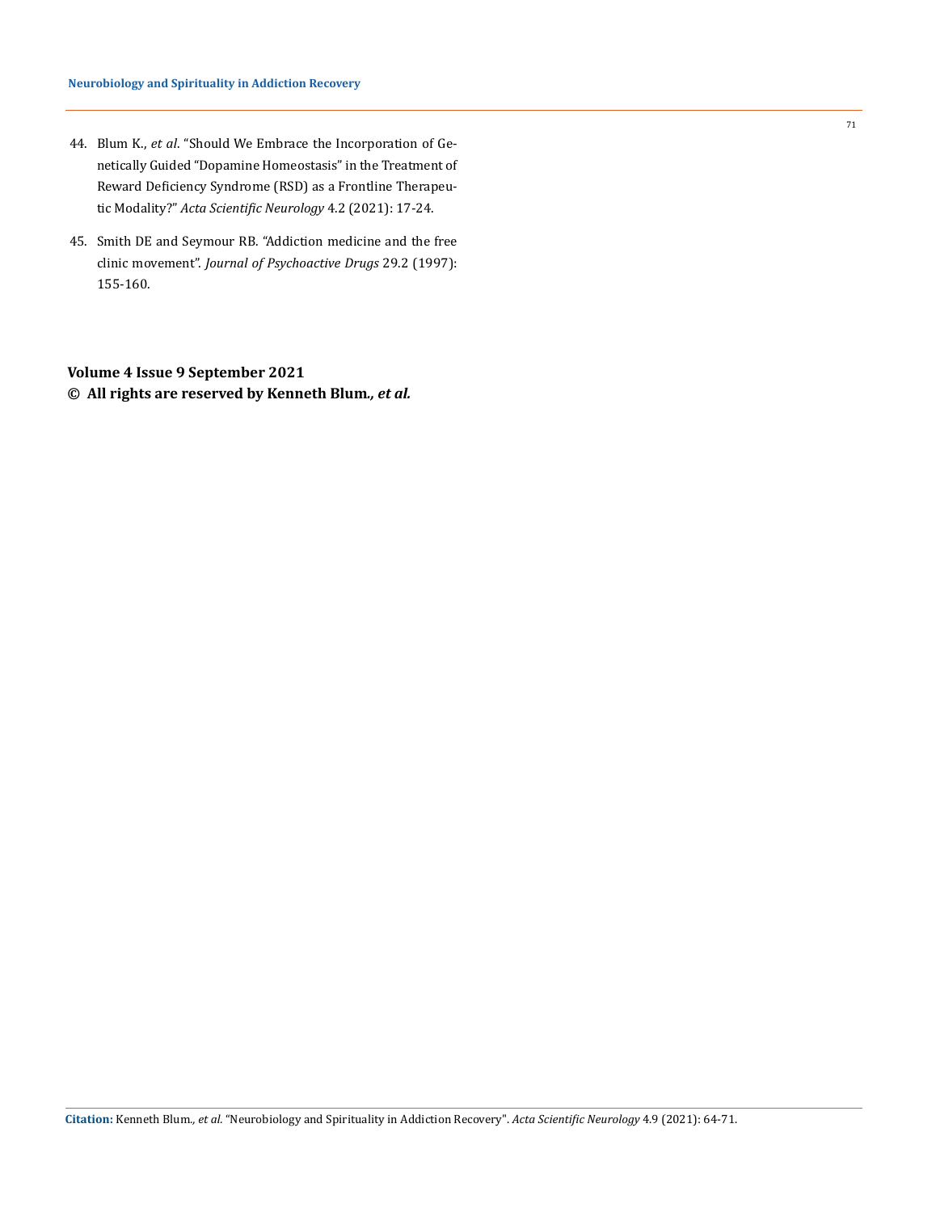44. Blum K., *et al*. "Should We Embrace the Incorporation of Genetically Guided "Dopamine Homeostasis" in the Treatment of Reward Deficiency Syndrome (RSD) as a Frontline Therapeutic Modality?" *Acta Scientific Neurology* 4.2 (2021): 17-24.
45. Smith DE and Seymour RB. "Addiction medicine and the free clinic movement". *Journal of Psychoactive Drugs* 29.2 (1997): 155-160.

**Volume 4 Issue 9 September 2021**
**© All rights are reserved by Kenneth Blum.,** ***et al.***